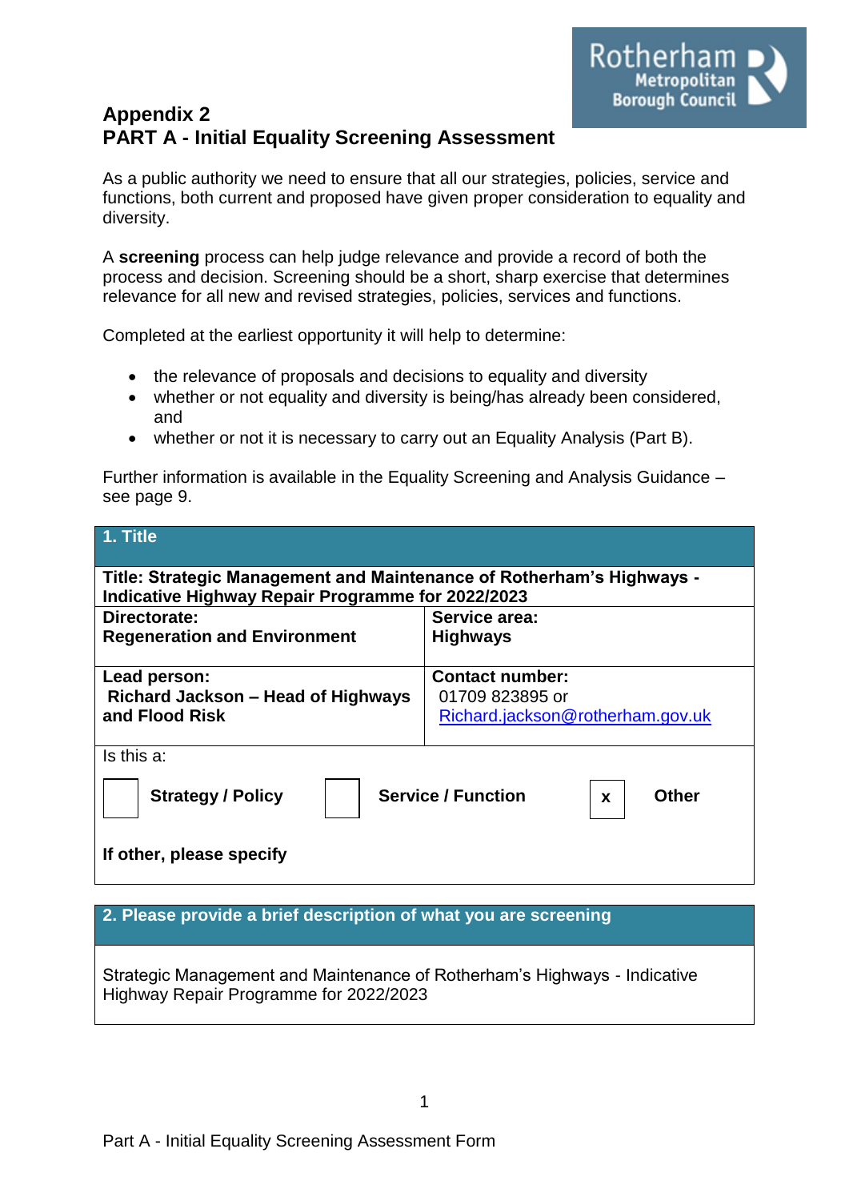Rotherham Metropolitan Borough Council

# Appendix 2
## PART A - Initial Equality Screening Assessment

As a public authority we need to ensure that all our strategies, policies, service and functions, both current and proposed have given proper consideration to equality and diversity.

A **screening** process can help judge relevance and provide a record of both the process and decision. Screening should be a short, sharp exercise that determines relevance for all new and revised strategies, policies, services and functions.

Completed at the earliest opportunity it will help to determine:

- the relevance of proposals and decisions to equality and diversity
- whether or not equality and diversity is being/has already been considered, and
- whether or not it is necessary to carry out an Equality Analysis (Part B).

Further information is available in the Equality Screening and Analysis Guidance – see page 9.

| **1. Title** | |
|---|---|
| **Title: Strategic Management and Maintenance of Rotherham's Highways - Indicative Highway Repair Programme for 2022/2023** | |
| **Directorate:**<br>**Regeneration and Environment** | **Service area:**<br>**Highways** |
| **Lead person:**<br>**Richard Jackson – Head of Highways and Flood Risk** | **Contact number:**<br>01709 823895 or<br>Richard.jackson@rotherham.gov.uk |
| Is this a:<br>☐ **Strategy / Policy** ☐ **Service / Function** ☒ **Other**<br><br>**If other, please specify** | |

| **2. Please provide a brief description of what you are screening** |
|---|
| Strategic Management and Maintenance of Rotherham's Highways - Indicative Highway Repair Programme for 2022/2023 |

Part A - Initial Equality Screening Assessment Form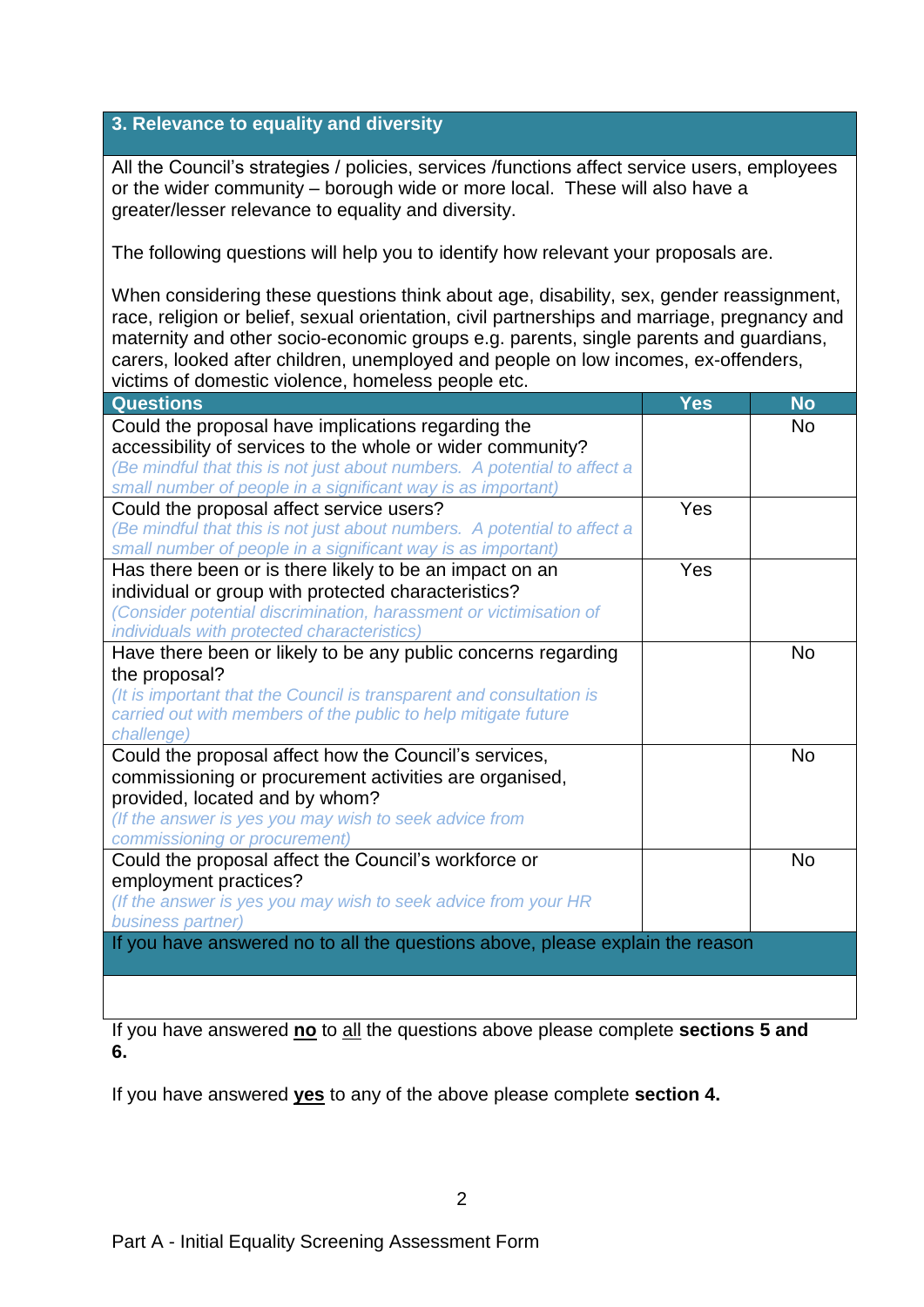## 3. Relevance to equality and diversity

All the Council's strategies / policies, services /functions affect service users, employees or the wider community – borough wide or more local. These will also have a greater/lesser relevance to equality and diversity.

The following questions will help you to identify how relevant your proposals are.

When considering these questions think about age, disability, sex, gender reassignment, race, religion or belief, sexual orientation, civil partnerships and marriage, pregnancy and maternity and other socio-economic groups e.g. parents, single parents and guardians, carers, looked after children, unemployed and people on low incomes, ex-offenders, victims of domestic violence, homeless people etc.

| Questions | Yes | No |
|---|---|---|
| Could the proposal have implications regarding the accessibility of services to the whole or wider community? *(Be mindful that this is not just about numbers. A potential to affect a small number of people in a significant way is as important)* | | No |
| Could the proposal affect service users? *(Be mindful that this is not just about numbers. A potential to affect a small number of people in a significant way is as important)* | Yes | |
| Has there been or is there likely to be an impact on an individual or group with protected characteristics? *(Consider potential discrimination, harassment or victimisation of individuals with protected characteristics)* | Yes | |
| Have there been or likely to be any public concerns regarding the proposal? *(It is important that the Council is transparent and consultation is carried out with members of the public to help mitigate future challenge)* | | No |
| Could the proposal affect how the Council's services, commissioning or procurement activities are organised, provided, located and by whom? *(If the answer is yes you may wish to seek advice from commissioning or procurement)* | | No |
| Could the proposal affect the Council's workforce or employment practices? *(If the answer is yes you may wish to seek advice from your HR business partner)* | | No |
| If you have answered no to all the questions above, please explain the reason | | |
| | | |

If you have answered **no** to all the questions above please complete **sections 5 and 6.**

If you have answered **yes** to any of the above please complete **section 4.**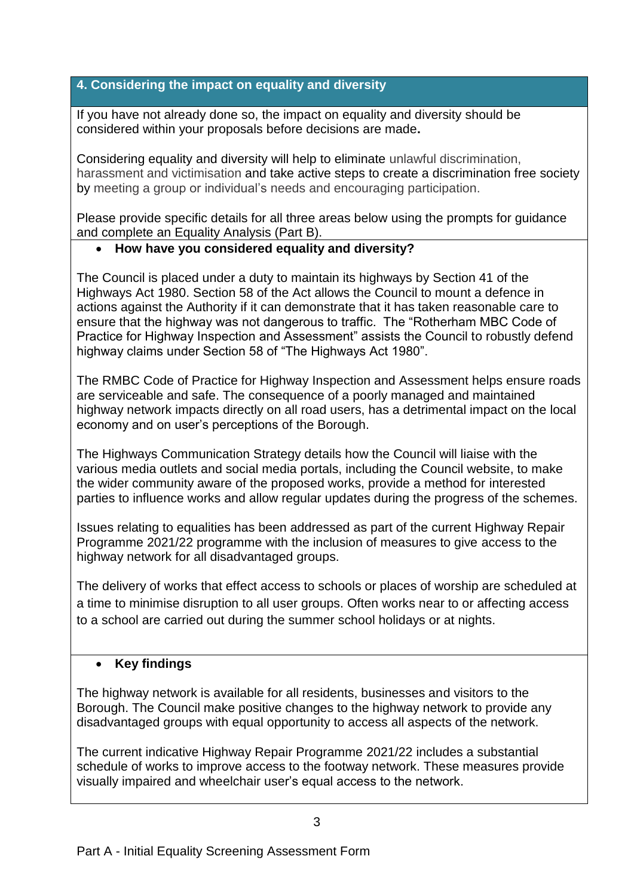## 4. Considering the impact on equality and diversity

If you have not already done so, the impact on equality and diversity should be considered within your proposals before decisions are made**.**

Considering equality and diversity will help to eliminate unlawful discrimination, harassment and victimisation and take active steps to create a discrimination free society by meeting a group or individual's needs and encouraging participation.

Please provide specific details for all three areas below using the prompts for guidance and complete an Equality Analysis (Part B).

- **How have you considered equality and diversity?**

The Council is placed under a duty to maintain its highways by Section 41 of the Highways Act 1980. Section 58 of the Act allows the Council to mount a defence in actions against the Authority if it can demonstrate that it has taken reasonable care to ensure that the highway was not dangerous to traffic.  The "Rotherham MBC Code of Practice for Highway Inspection and Assessment" assists the Council to robustly defend highway claims under Section 58 of "The Highways Act 1980".

The RMBC Code of Practice for Highway Inspection and Assessment helps ensure roads are serviceable and safe. The consequence of a poorly managed and maintained highway network impacts directly on all road users, has a detrimental impact on the local economy and on user's perceptions of the Borough.

The Highways Communication Strategy details how the Council will liaise with the various media outlets and social media portals, including the Council website, to make the wider community aware of the proposed works, provide a method for interested parties to influence works and allow regular updates during the progress of the schemes.

Issues relating to equalities has been addressed as part of the current Highway Repair Programme 2021/22 programme with the inclusion of measures to give access to the highway network for all disadvantaged groups.

The delivery of works that effect access to schools or places of worship are scheduled at a time to minimise disruption to all user groups. Often works near to or affecting access to a school are carried out during the summer school holidays or at nights.

- **Key findings**

The highway network is available for all residents, businesses and visitors to the Borough. The Council make positive changes to the highway network to provide any disadvantaged groups with equal opportunity to access all aspects of the network.

The current indicative Highway Repair Programme 2021/22 includes a substantial schedule of works to improve access to the footway network. These measures provide visually impaired and wheelchair user's equal access to the network.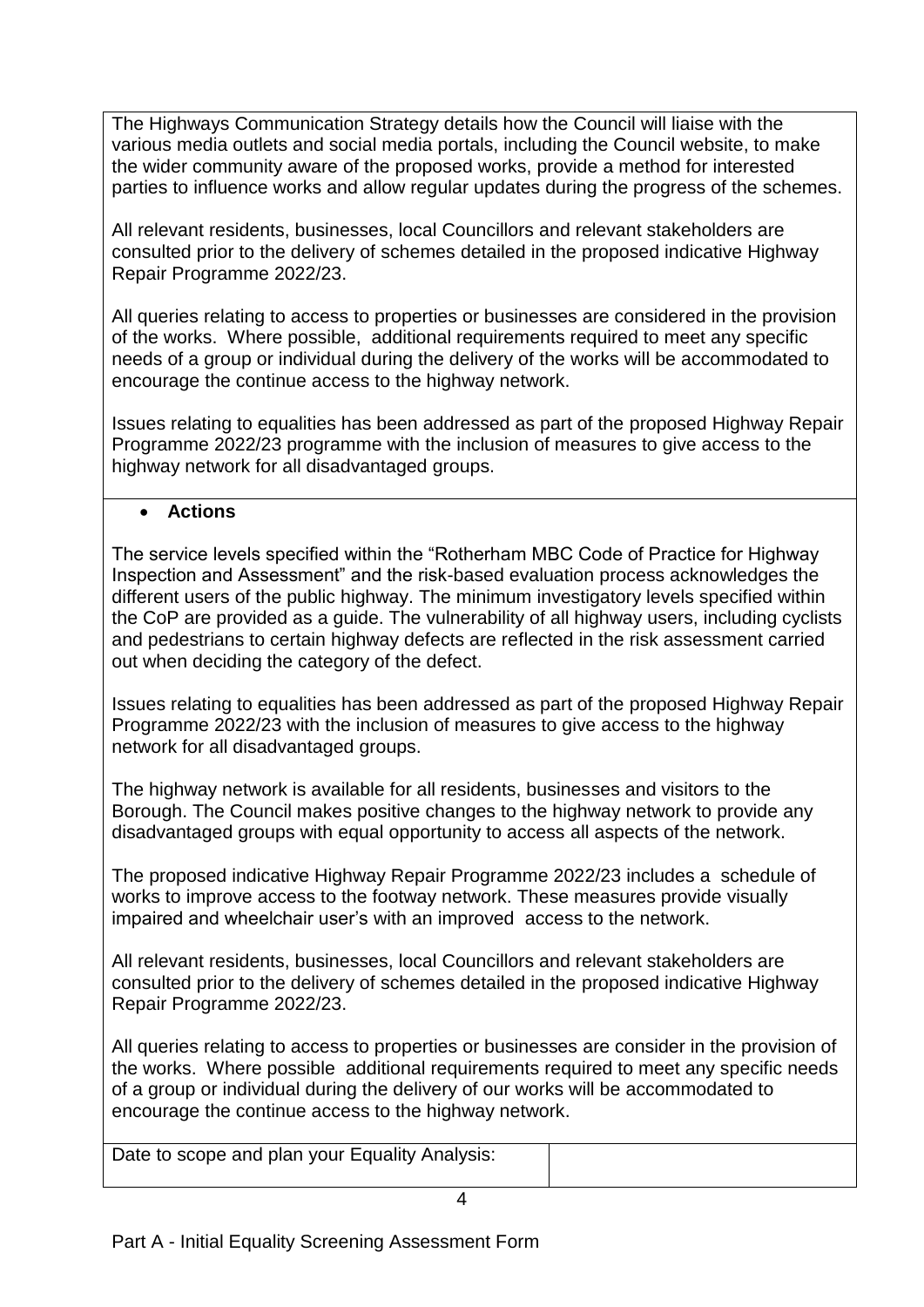The Highways Communication Strategy details how the Council will liaise with the various media outlets and social media portals, including the Council website, to make the wider community aware of the proposed works, provide a method for interested parties to influence works and allow regular updates during the progress of the schemes.

All relevant residents, businesses, local Councillors and relevant stakeholders are consulted prior to the delivery of schemes detailed in the proposed indicative Highway Repair Programme 2022/23.

All queries relating to access to properties or businesses are considered in the provision of the works. Where possible, additional requirements required to meet any specific needs of a group or individual during the delivery of the works will be accommodated to encourage the continue access to the highway network.

Issues relating to equalities has been addressed as part of the proposed Highway Repair Programme 2022/23 programme with the inclusion of measures to give access to the highway network for all disadvantaged groups.

- **Actions**

The service levels specified within the "Rotherham MBC Code of Practice for Highway Inspection and Assessment" and the risk-based evaluation process acknowledges the different users of the public highway. The minimum investigatory levels specified within the CoP are provided as a guide. The vulnerability of all highway users, including cyclists and pedestrians to certain highway defects are reflected in the risk assessment carried out when deciding the category of the defect.

Issues relating to equalities has been addressed as part of the proposed Highway Repair Programme 2022/23 with the inclusion of measures to give access to the highway network for all disadvantaged groups.

The highway network is available for all residents, businesses and visitors to the Borough. The Council makes positive changes to the highway network to provide any disadvantaged groups with equal opportunity to access all aspects of the network.

The proposed indicative Highway Repair Programme 2022/23 includes a schedule of works to improve access to the footway network. These measures provide visually impaired and wheelchair user's with an improved access to the network.

All relevant residents, businesses, local Councillors and relevant stakeholders are consulted prior to the delivery of schemes detailed in the proposed indicative Highway Repair Programme 2022/23.

All queries relating to access to properties or businesses are consider in the provision of the works. Where possible additional requirements required to meet any specific needs of a group or individual during the delivery of our works will be accommodated to encourage the continue access to the highway network.

| Date to scope and plan your Equality Analysis: | |
| --- | --- |

Part A - Initial Equality Screening Assessment Form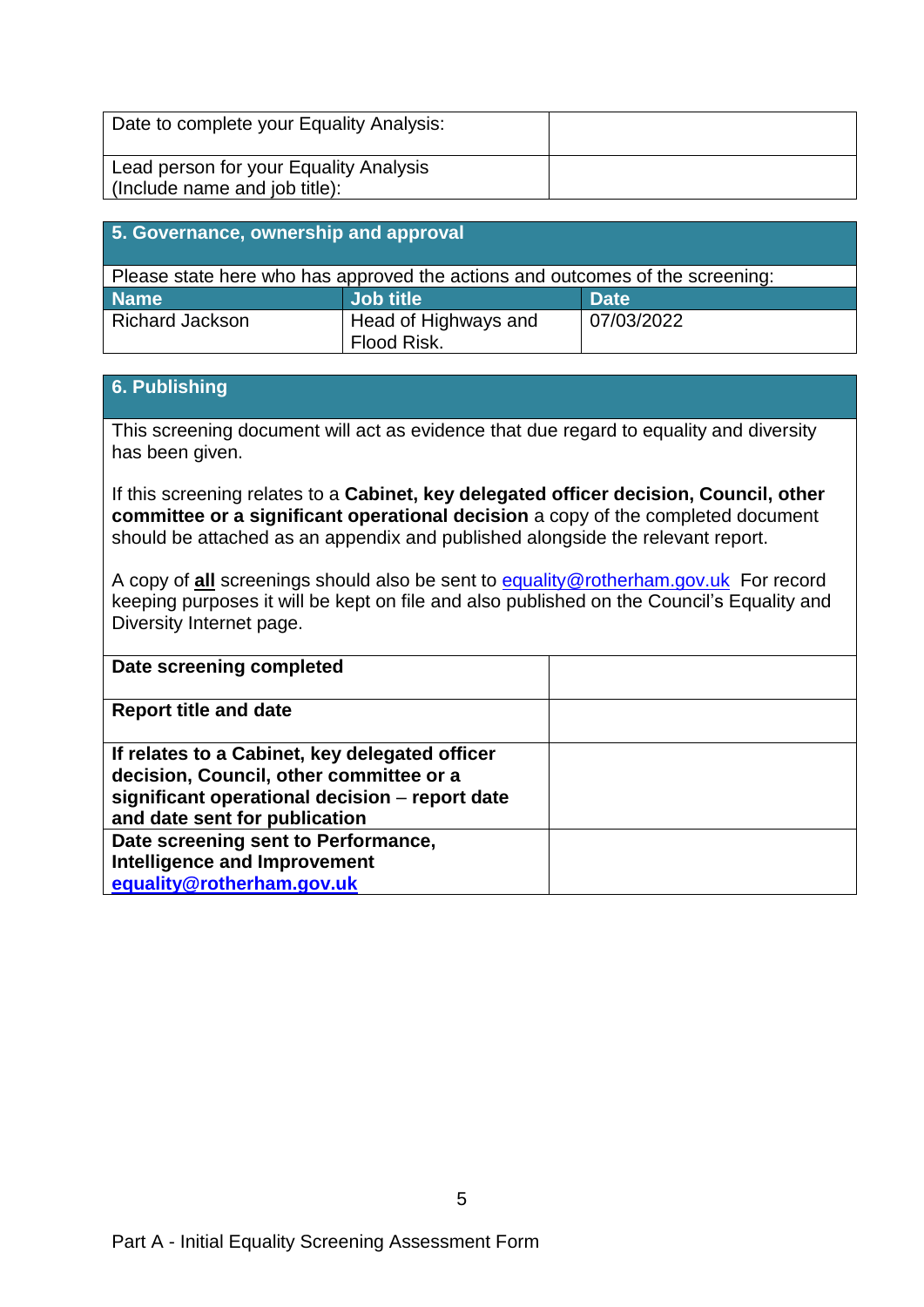| | |
|---|---|
| Date to complete your Equality Analysis: | |
| Lead person for your Equality Analysis (Include name and job title): | |

## 5. Governance, ownership and approval

Please state here who has approved the actions and outcomes of the screening:

| Name | Job title | Date |
|---|---|---|
| Richard Jackson | Head of Highways and Flood Risk. | 07/03/2022 |

## 6. Publishing

This screening document will act as evidence that due regard to equality and diversity has been given.

If this screening relates to a **Cabinet, key delegated officer decision, Council, other committee or a significant operational decision** a copy of the completed document should be attached as an appendix and published alongside the relevant report.

A copy of **all** screenings should also be sent to equality@rotherham.gov.uk For record keeping purposes it will be kept on file and also published on the Council's Equality and Diversity Internet page.

| | |
|---|---|
| **Date screening completed** | |
| **Report title and date** | |
| **If relates to a Cabinet, key delegated officer decision, Council, other committee or a significant operational decision – report date and date sent for publication** | |
| **Date screening sent to Performance, Intelligence and Improvement equality@rotherham.gov.uk** | |

Part A - Initial Equality Screening Assessment Form